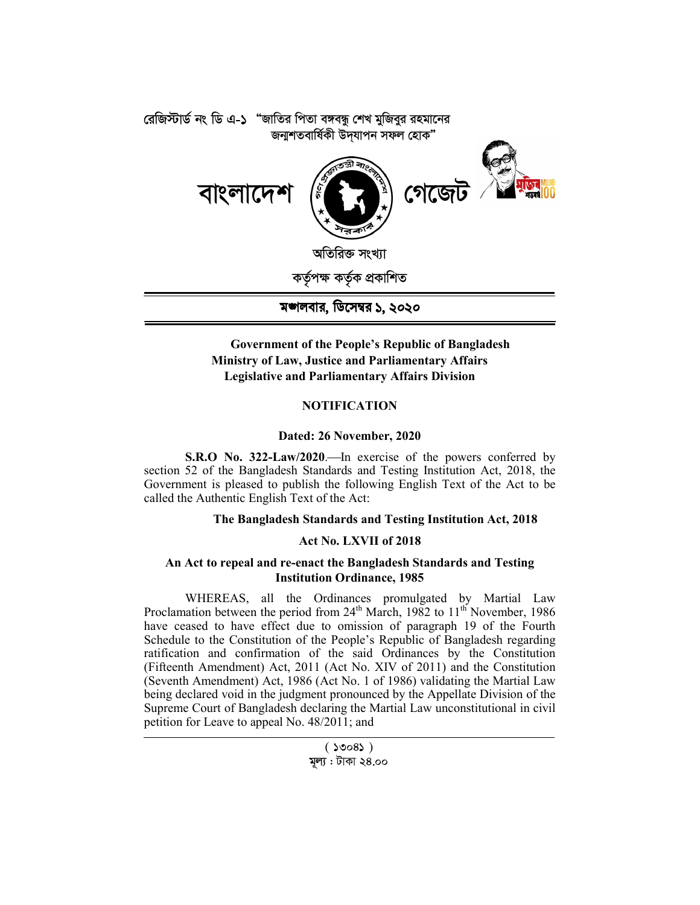রেজিস্টার্ড নং ডি এ-১ "জাতির পিতা বঙ্গবন্ধু শেখ মুজিবুর রহমানের জন্মশতবার্ষিকী উদ্‌যাপন সফল হোক"

# বাংলাদেশ গেজেট

অতিরিক্ত সংখ্যা

কর্তৃপক্ষ কর্তৃক প্রকাশিত

**মঙ্গলবার, ডিসেম্বর ১, ২০২০**

**Government of the People's Republic of Bangladesh**
**Ministry of Law, Justice and Parliamentary Affairs**
**Legislative and Parliamentary Affairs Division**

## NOTIFICATION

**Dated: 26 November, 2020**

**S.R.O No. 322-Law/2020**.—In exercise of the powers conferred by section 52 of the Bangladesh Standards and Testing Institution Act, 2018, the Government is pleased to publish the following English Text of the Act to be called the Authentic English Text of the Act:

## The Bangladesh Standards and Testing Institution Act, 2018

**Act No. LXVII of 2018**

**An Act to repeal and re-enact the Bangladesh Standards and Testing Institution Ordinance, 1985**

WHEREAS, all the Ordinances promulgated by Martial Law Proclamation between the period from 24th March, 1982 to 11th November, 1986 have ceased to have effect due to omission of paragraph 19 of the Fourth Schedule to the Constitution of the People's Republic of Bangladesh regarding ratification and confirmation of the said Ordinances by the Constitution (Fifteenth Amendment) Act, 2011 (Act No. XIV of 2011) and the Constitution (Seventh Amendment) Act, 1986 (Act No. 1 of 1986) validating the Martial Law being declared void in the judgment pronounced by the Appellate Division of the Supreme Court of Bangladesh declaring the Martial Law unconstitutional in civil petition for Leave to appeal No. 48/2011; and

( ১৩০৪১ )
মূল্য : টাকা ২৪.০০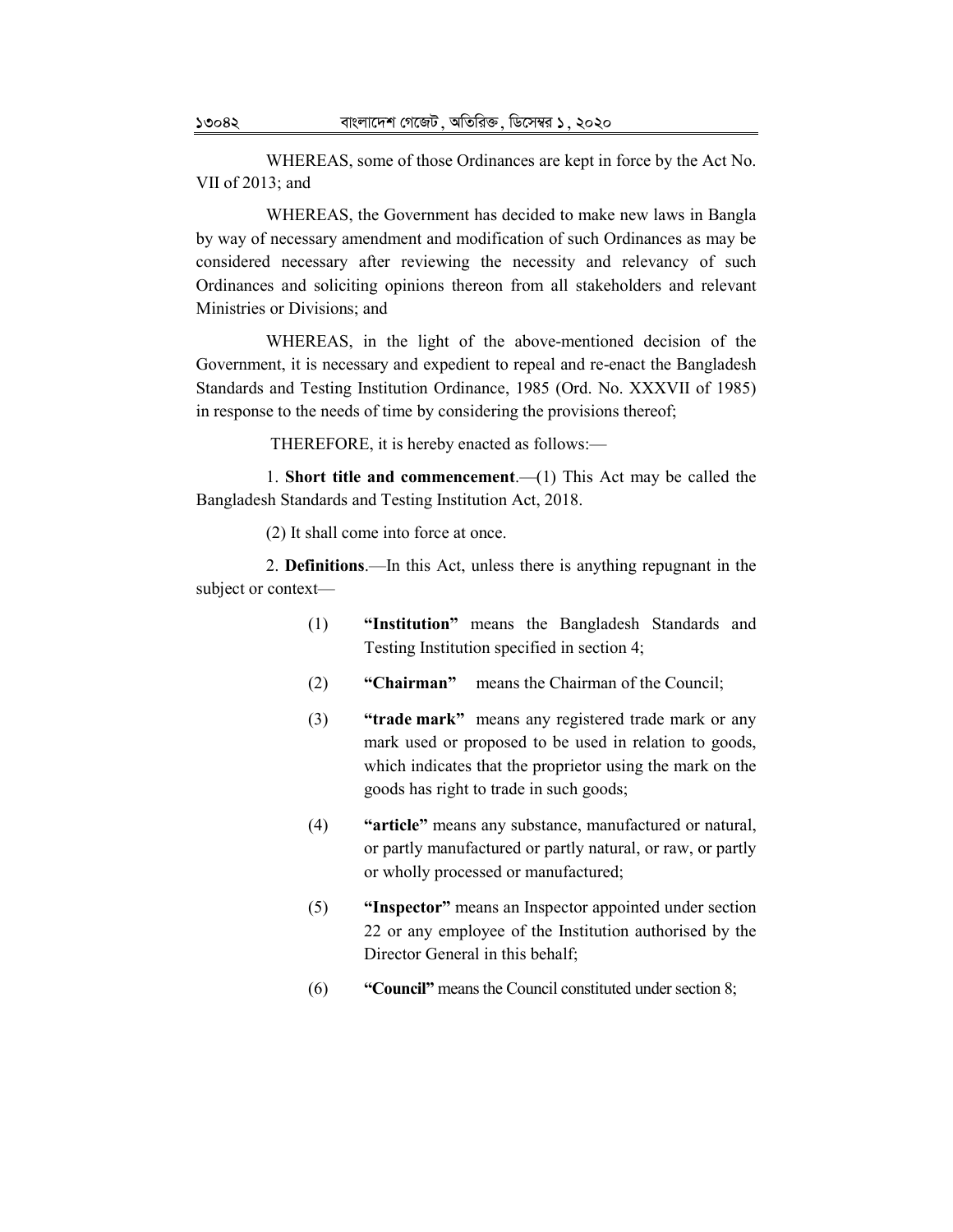WHEREAS, some of those Ordinances are kept in force by the Act No. VII of 2013; and

WHEREAS, the Government has decided to make new laws in Bangla by way of necessary amendment and modification of such Ordinances as may be considered necessary after reviewing the necessity and relevancy of such Ordinances and soliciting opinions thereon from all stakeholders and relevant Ministries or Divisions; and

WHEREAS, in the light of the above-mentioned decision of the Government, it is necessary and expedient to repeal and re-enact the Bangladesh Standards and Testing Institution Ordinance, 1985 (Ord. No. XXXVII of 1985) in response to the needs of time by considering the provisions thereof;

THEREFORE, it is hereby enacted as follows:—

1. **Short title and commencement**.—(1) This Act may be called the Bangladesh Standards and Testing Institution Act, 2018.

(2) It shall come into force at once.

2. **Definitions**.—In this Act, unless there is anything repugnant in the subject or context—

(1) **"Institution"** means the Bangladesh Standards and Testing Institution specified in section 4;

(2) **"Chairman"** means the Chairman of the Council;

(3) **"trade mark"** means any registered trade mark or any mark used or proposed to be used in relation to goods, which indicates that the proprietor using the mark on the goods has right to trade in such goods;

(4) **"article"** means any substance, manufactured or natural, or partly manufactured or partly natural, or raw, or partly or wholly processed or manufactured;

(5) **"Inspector"** means an Inspector appointed under section 22 or any employee of the Institution authorised by the Director General in this behalf;

(6) **"Council"** means the Council constituted under section 8;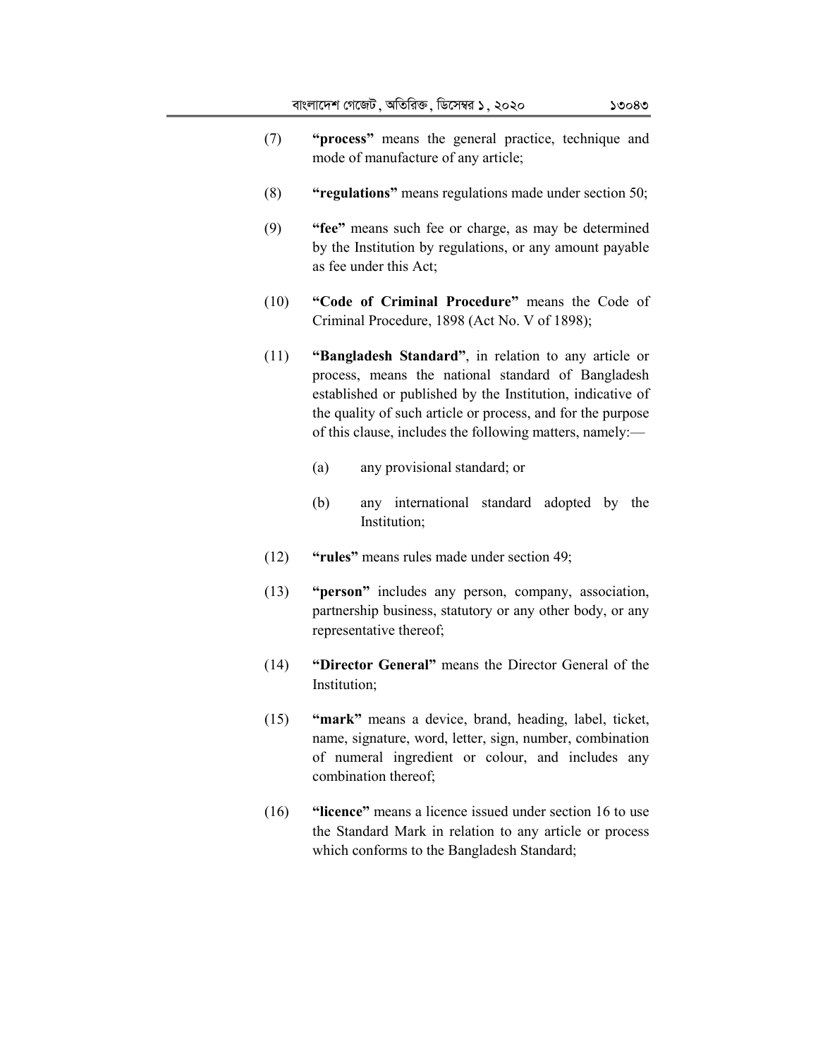(7) **"process"** means the general practice, technique and mode of manufacture of any article;

(8) **"regulations"** means regulations made under section 50;

(9) **"fee"** means such fee or charge, as may be determined by the Institution by regulations, or any amount payable as fee under this Act;

(10) **"Code of Criminal Procedure"** means the Code of Criminal Procedure, 1898 (Act No. V of 1898);

(11) **"Bangladesh Standard"**, in relation to any article or process, means the national standard of Bangladesh established or published by the Institution, indicative of the quality of such article or process, and for the purpose of this clause, includes the following matters, namely:—

   (a) any provisional standard; or

   (b) any international standard adopted by the Institution;

(12) **"rules"** means rules made under section 49;

(13) **"person"** includes any person, company, association, partnership business, statutory or any other body, or any representative thereof;

(14) **"Director General"** means the Director General of the Institution;

(15) **"mark"** means a device, brand, heading, label, ticket, name, signature, word, letter, sign, number, combination of numeral ingredient or colour, and includes any combination thereof;

(16) **"licence"** means a licence issued under section 16 to use the Standard Mark in relation to any article or process which conforms to the Bangladesh Standard;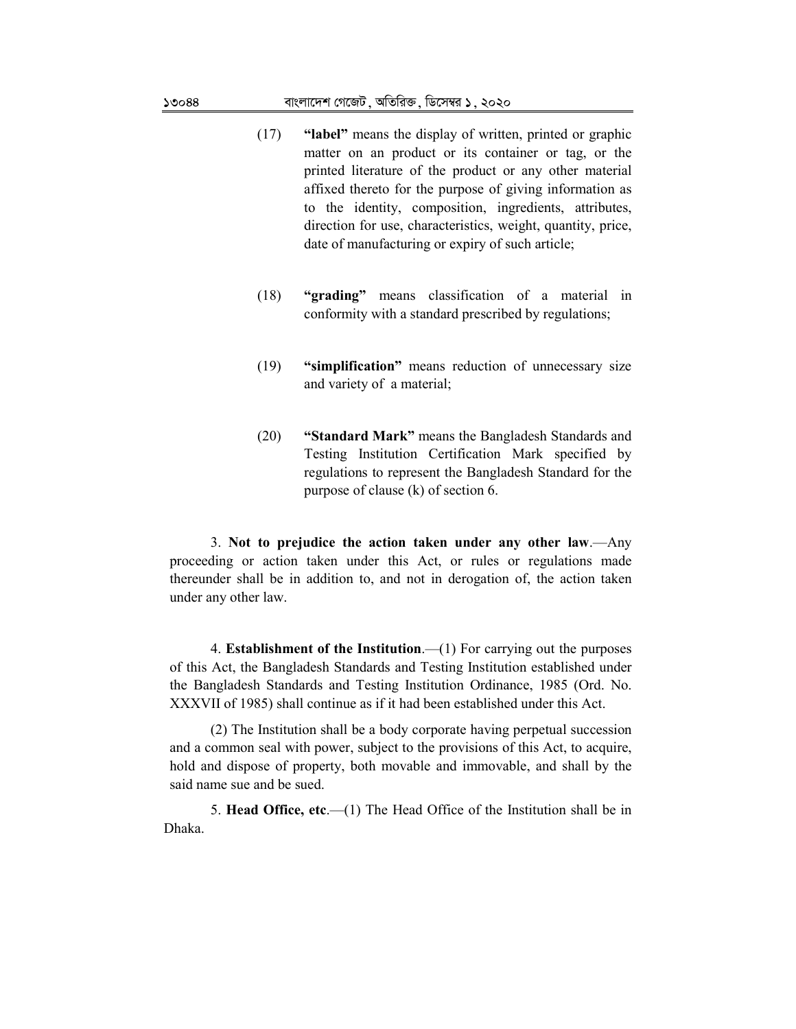(17) **"label"** means the display of written, printed or graphic matter on an product or its container or tag, or the printed literature of the product or any other material affixed thereto for the purpose of giving information as to the identity, composition, ingredients, attributes, direction for use, characteristics, weight, quantity, price, date of manufacturing or expiry of such article;

(18) **"grading"** means classification of a material in conformity with a standard prescribed by regulations;

(19) **"simplification"** means reduction of unnecessary size and variety of a material;

(20) **"Standard Mark"** means the Bangladesh Standards and Testing Institution Certification Mark specified by regulations to represent the Bangladesh Standard for the purpose of clause (k) of section 6.

3. **Not to prejudice the action taken under any other law**.—Any proceeding or action taken under this Act, or rules or regulations made thereunder shall be in addition to, and not in derogation of, the action taken under any other law.

4. **Establishment of the Institution**.—(1) For carrying out the purposes of this Act, the Bangladesh Standards and Testing Institution established under the Bangladesh Standards and Testing Institution Ordinance, 1985 (Ord. No. XXXVII of 1985) shall continue as if it had been established under this Act.

(2) The Institution shall be a body corporate having perpetual succession and a common seal with power, subject to the provisions of this Act, to acquire, hold and dispose of property, both movable and immovable, and shall by the said name sue and be sued.

5. **Head Office, etc**.—(1) The Head Office of the Institution shall be in Dhaka.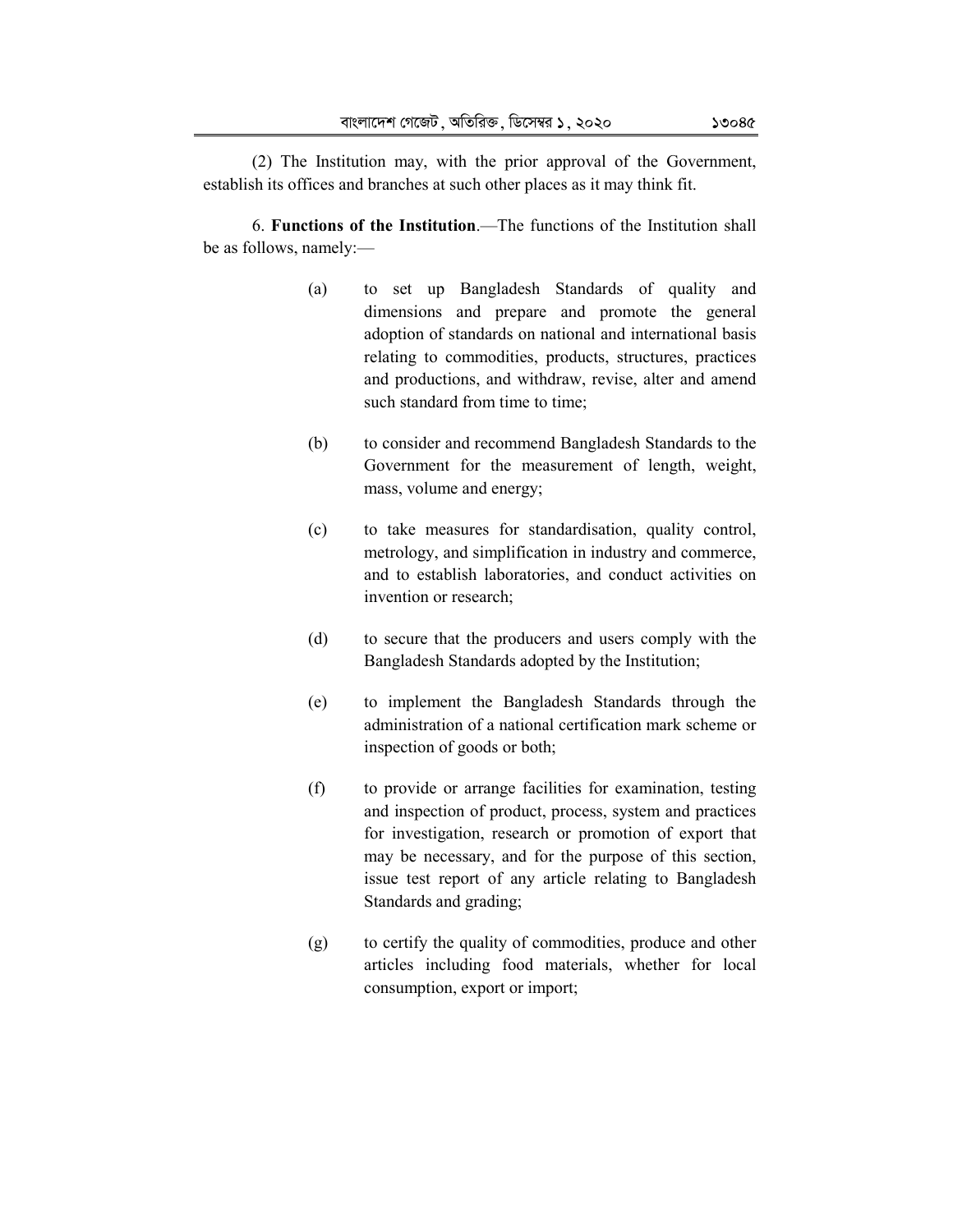(2) The Institution may, with the prior approval of the Government, establish its offices and branches at such other places as it may think fit.

6. **Functions of the Institution**.—The functions of the Institution shall be as follows, namely:—

(a) to set up Bangladesh Standards of quality and dimensions and prepare and promote the general adoption of standards on national and international basis relating to commodities, products, structures, practices and productions, and withdraw, revise, alter and amend such standard from time to time;

(b) to consider and recommend Bangladesh Standards to the Government for the measurement of length, weight, mass, volume and energy;

(c) to take measures for standardisation, quality control, metrology, and simplification in industry and commerce, and to establish laboratories, and conduct activities on invention or research;

(d) to secure that the producers and users comply with the Bangladesh Standards adopted by the Institution;

(e) to implement the Bangladesh Standards through the administration of a national certification mark scheme or inspection of goods or both;

(f) to provide or arrange facilities for examination, testing and inspection of product, process, system and practices for investigation, research or promotion of export that may be necessary, and for the purpose of this section, issue test report of any article relating to Bangladesh Standards and grading;

(g) to certify the quality of commodities, produce and other articles including food materials, whether for local consumption, export or import;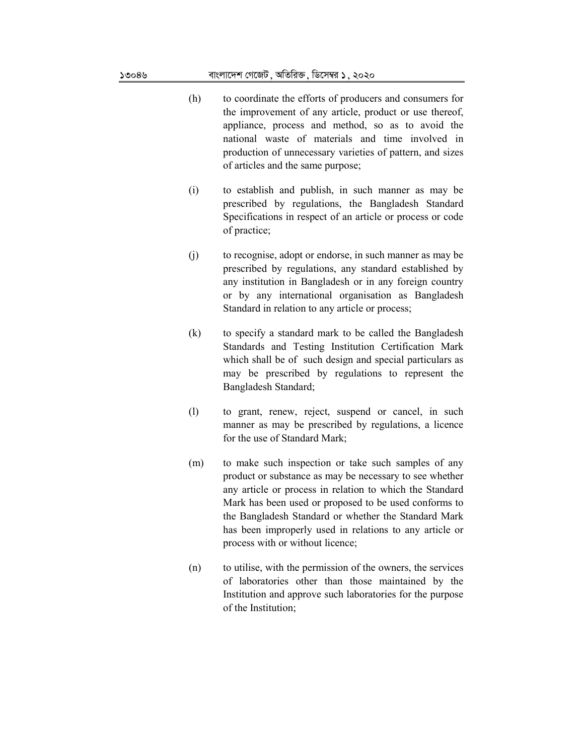(h) to coordinate the efforts of producers and consumers for the improvement of any article, product or use thereof, appliance, process and method, so as to avoid the national waste of materials and time involved in production of unnecessary varieties of pattern, and sizes of articles and the same purpose;

(i) to establish and publish, in such manner as may be prescribed by regulations, the Bangladesh Standard Specifications in respect of an article or process or code of practice;

(j) to recognise, adopt or endorse, in such manner as may be prescribed by regulations, any standard established by any institution in Bangladesh or in any foreign country or by any international organisation as Bangladesh Standard in relation to any article or process;

(k) to specify a standard mark to be called the Bangladesh Standards and Testing Institution Certification Mark which shall be of such design and special particulars as may be prescribed by regulations to represent the Bangladesh Standard;

(l) to grant, renew, reject, suspend or cancel, in such manner as may be prescribed by regulations, a licence for the use of Standard Mark;

(m) to make such inspection or take such samples of any product or substance as may be necessary to see whether any article or process in relation to which the Standard Mark has been used or proposed to be used conforms to the Bangladesh Standard or whether the Standard Mark has been improperly used in relations to any article or process with or without licence;

(n) to utilise, with the permission of the owners, the services of laboratories other than those maintained by the Institution and approve such laboratories for the purpose of the Institution;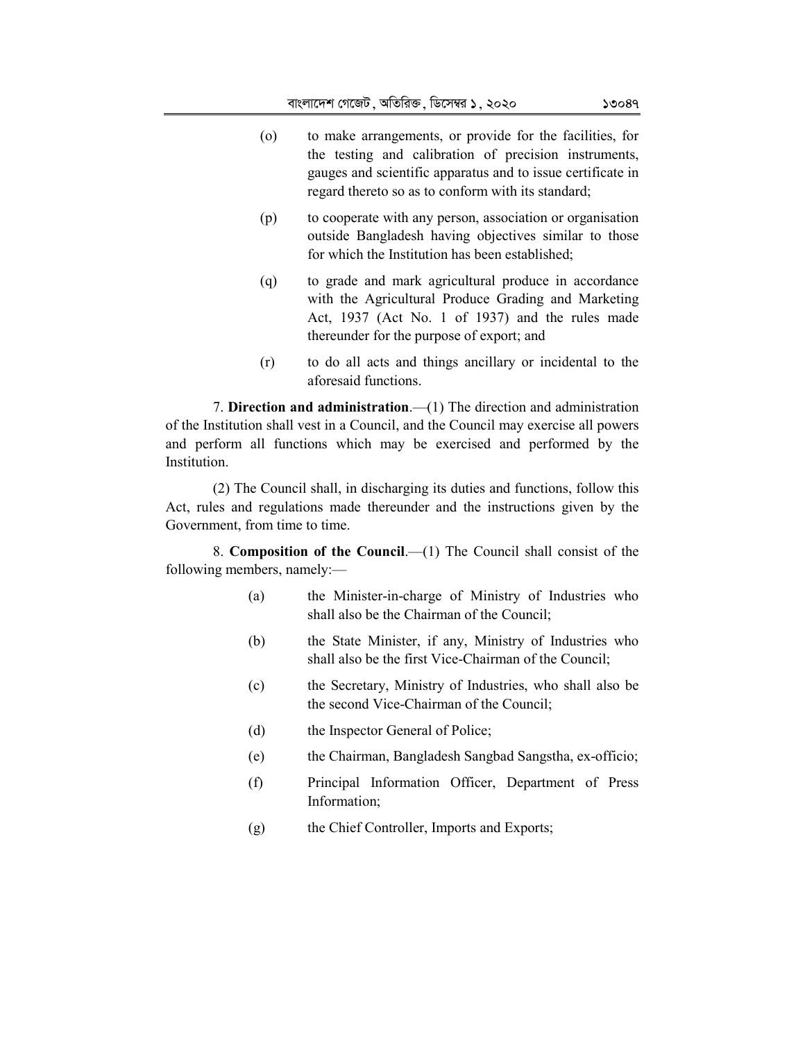(o) to make arrangements, or provide for the facilities, for the testing and calibration of precision instruments, gauges and scientific apparatus and to issue certificate in regard thereto so as to conform with its standard;

(p) to cooperate with any person, association or organisation outside Bangladesh having objectives similar to those for which the Institution has been established;

(q) to grade and mark agricultural produce in accordance with the Agricultural Produce Grading and Marketing Act, 1937 (Act No. 1 of 1937) and the rules made thereunder for the purpose of export; and

(r) to do all acts and things ancillary or incidental to the aforesaid functions.

7. **Direction and administration**.—(1) The direction and administration of the Institution shall vest in a Council, and the Council may exercise all powers and perform all functions which may be exercised and performed by the Institution.

(2) The Council shall, in discharging its duties and functions, follow this Act, rules and regulations made thereunder and the instructions given by the Government, from time to time.

8. **Composition of the Council**.—(1) The Council shall consist of the following members, namely:—

(a) the Minister-in-charge of Ministry of Industries who shall also be the Chairman of the Council;

(b) the State Minister, if any, Ministry of Industries who shall also be the first Vice-Chairman of the Council;

(c) the Secretary, Ministry of Industries, who shall also be the second Vice-Chairman of the Council;

(d) the Inspector General of Police;

(e) the Chairman, Bangladesh Sangbad Sangstha, ex-officio;

(f) Principal Information Officer, Department of Press Information;

(g) the Chief Controller, Imports and Exports;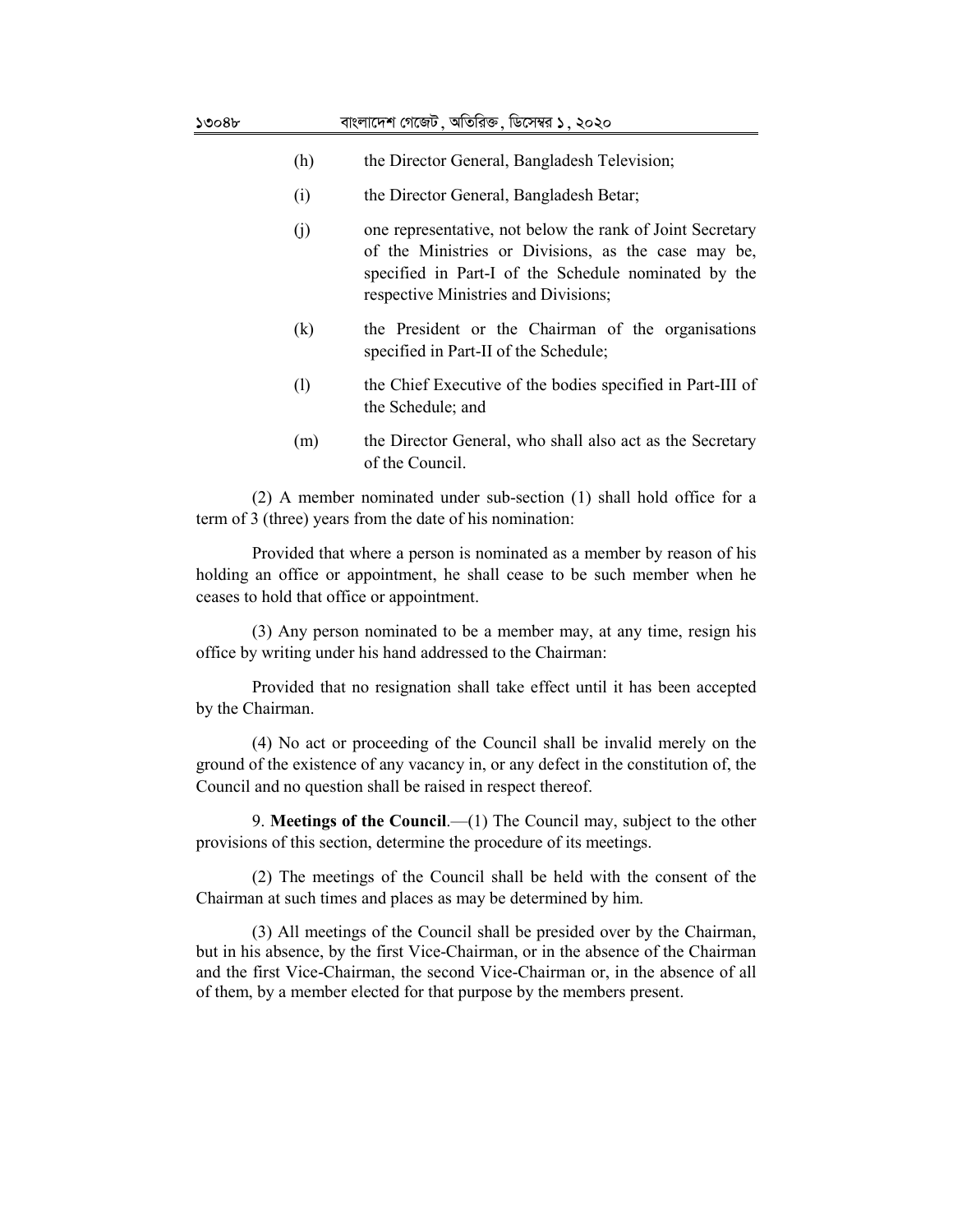(h) the Director General, Bangladesh Television;

(i) the Director General, Bangladesh Betar;

(j) one representative, not below the rank of Joint Secretary of the Ministries or Divisions, as the case may be, specified in Part-I of the Schedule nominated by the respective Ministries and Divisions;

(k) the President or the Chairman of the organisations specified in Part-II of the Schedule;

(l) the Chief Executive of the bodies specified in Part-III of the Schedule; and

(m) the Director General, who shall also act as the Secretary of the Council.

(2) A member nominated under sub-section (1) shall hold office for a term of 3 (three) years from the date of his nomination:

Provided that where a person is nominated as a member by reason of his holding an office or appointment, he shall cease to be such member when he ceases to hold that office or appointment.

(3) Any person nominated to be a member may, at any time, resign his office by writing under his hand addressed to the Chairman:

Provided that no resignation shall take effect until it has been accepted by the Chairman.

(4) No act or proceeding of the Council shall be invalid merely on the ground of the existence of any vacancy in, or any defect in the constitution of, the Council and no question shall be raised in respect thereof.

9. **Meetings of the Council**.—(1) The Council may, subject to the other provisions of this section, determine the procedure of its meetings.

(2) The meetings of the Council shall be held with the consent of the Chairman at such times and places as may be determined by him.

(3) All meetings of the Council shall be presided over by the Chairman, but in his absence, by the first Vice-Chairman, or in the absence of the Chairman and the first Vice-Chairman, the second Vice-Chairman or, in the absence of all of them, by a member elected for that purpose by the members present.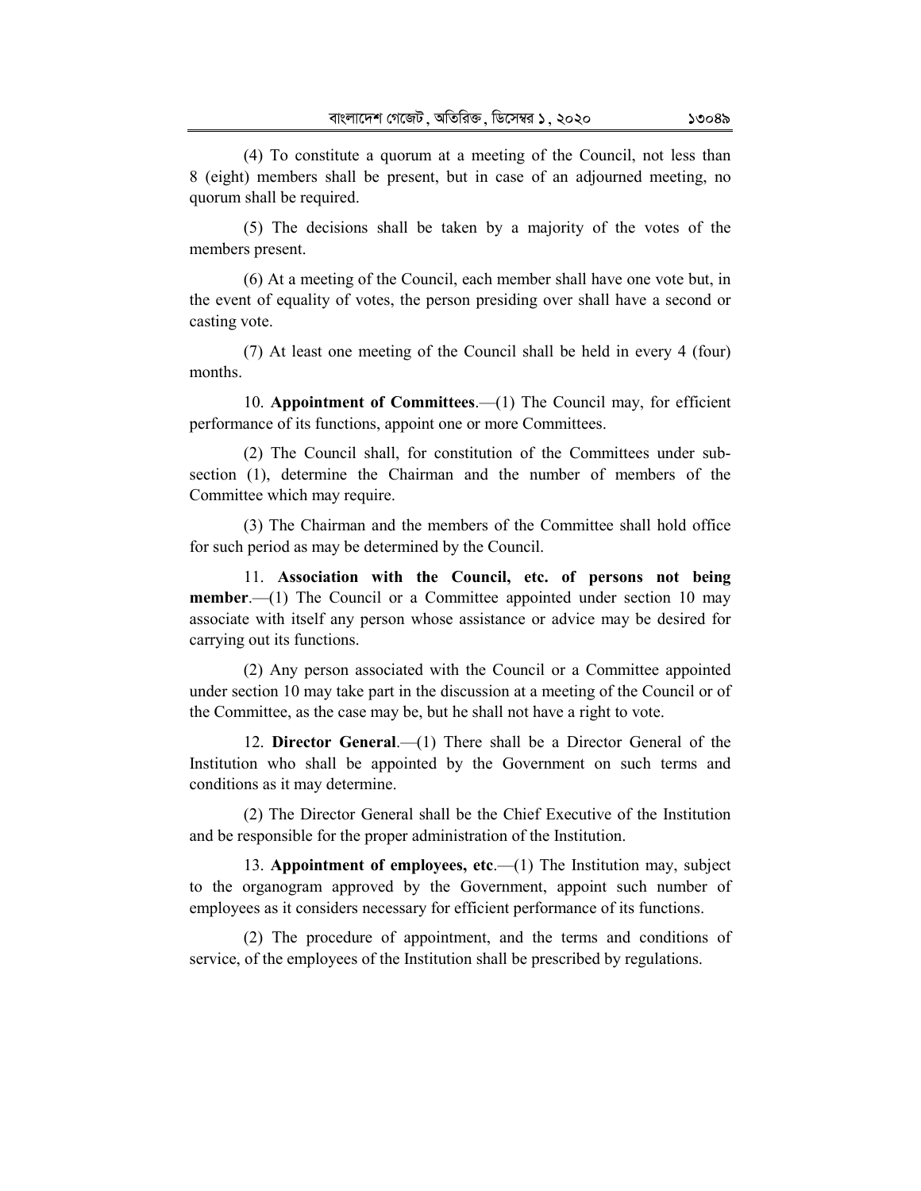(4) To constitute a quorum at a meeting of the Council, not less than 8 (eight) members shall be present, but in case of an adjourned meeting, no quorum shall be required.

(5) The decisions shall be taken by a majority of the votes of the members present.

(6) At a meeting of the Council, each member shall have one vote but, in the event of equality of votes, the person presiding over shall have a second or casting vote.

(7) At least one meeting of the Council shall be held in every 4 (four) months.

10. **Appointment of Committees**.—(1) The Council may, for efficient performance of its functions, appoint one or more Committees.

(2) The Council shall, for constitution of the Committees under sub-section (1), determine the Chairman and the number of members of the Committee which may require.

(3) The Chairman and the members of the Committee shall hold office for such period as may be determined by the Council.

11. **Association with the Council, etc. of persons not being member**.—(1) The Council or a Committee appointed under section 10 may associate with itself any person whose assistance or advice may be desired for carrying out its functions.

(2) Any person associated with the Council or a Committee appointed under section 10 may take part in the discussion at a meeting of the Council or of the Committee, as the case may be, but he shall not have a right to vote.

12. **Director General**.—(1) There shall be a Director General of the Institution who shall be appointed by the Government on such terms and conditions as it may determine.

(2) The Director General shall be the Chief Executive of the Institution and be responsible for the proper administration of the Institution.

13. **Appointment of employees, etc**.—(1) The Institution may, subject to the organogram approved by the Government, appoint such number of employees as it considers necessary for efficient performance of its functions.

(2) The procedure of appointment, and the terms and conditions of service, of the employees of the Institution shall be prescribed by regulations.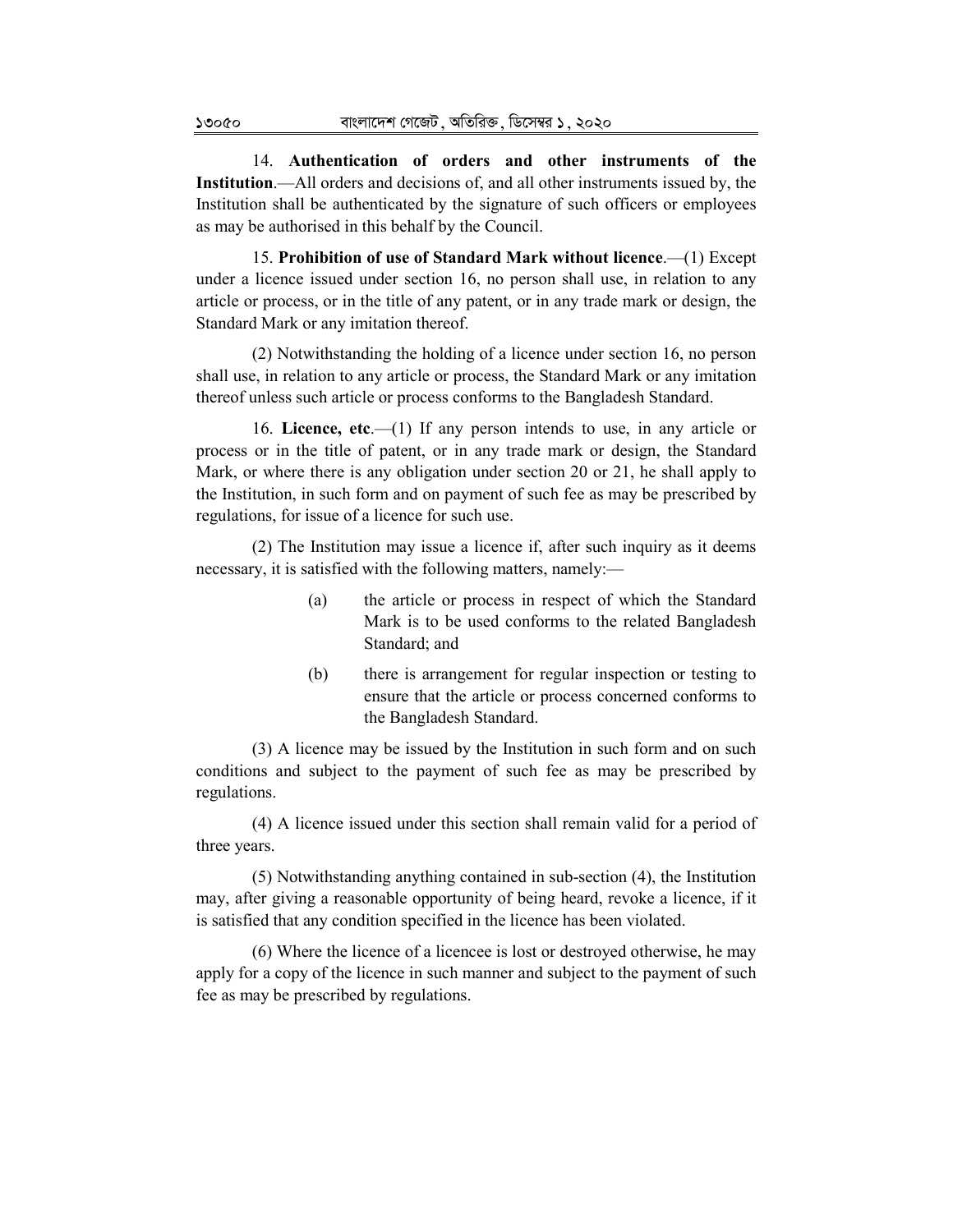14. **Authentication of orders and other instruments of the Institution**.—All orders and decisions of, and all other instruments issued by, the Institution shall be authenticated by the signature of such officers or employees as may be authorised in this behalf by the Council.

15. **Prohibition of use of Standard Mark without licence**.—(1) Except under a licence issued under section 16, no person shall use, in relation to any article or process, or in the title of any patent, or in any trade mark or design, the Standard Mark or any imitation thereof.

(2) Notwithstanding the holding of a licence under section 16, no person shall use, in relation to any article or process, the Standard Mark or any imitation thereof unless such article or process conforms to the Bangladesh Standard.

16. **Licence, etc**.—(1) If any person intends to use, in any article or process or in the title of patent, or in any trade mark or design, the Standard Mark, or where there is any obligation under section 20 or 21, he shall apply to the Institution, in such form and on payment of such fee as may be prescribed by regulations, for issue of a licence for such use.

(2) The Institution may issue a licence if, after such inquiry as it deems necessary, it is satisfied with the following matters, namely:—

(a) the article or process in respect of which the Standard Mark is to be used conforms to the related Bangladesh Standard; and

(b) there is arrangement for regular inspection or testing to ensure that the article or process concerned conforms to the Bangladesh Standard.

(3) A licence may be issued by the Institution in such form and on such conditions and subject to the payment of such fee as may be prescribed by regulations.

(4) A licence issued under this section shall remain valid for a period of three years.

(5) Notwithstanding anything contained in sub-section (4), the Institution may, after giving a reasonable opportunity of being heard, revoke a licence, if it is satisfied that any condition specified in the licence has been violated.

(6) Where the licence of a licencee is lost or destroyed otherwise, he may apply for a copy of the licence in such manner and subject to the payment of such fee as may be prescribed by regulations.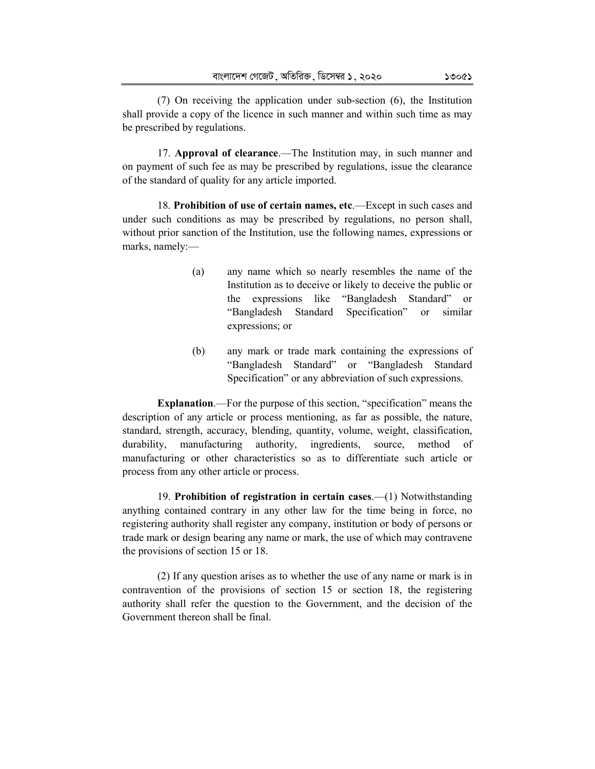(7) On receiving the application under sub-section (6), the Institution shall provide a copy of the licence in such manner and within such time as may be prescribed by regulations.

17. **Approval of clearance**.—The Institution may, in such manner and on payment of such fee as may be prescribed by regulations, issue the clearance of the standard of quality for any article imported.

18. **Prohibition of use of certain names, etc**.—Except in such cases and under such conditions as may be prescribed by regulations, no person shall, without prior sanction of the Institution, use the following names, expressions or marks, namely:—

(a) any name which so nearly resembles the name of the Institution as to deceive or likely to deceive the public or the expressions like "Bangladesh Standard" or "Bangladesh Standard Specification" or similar expressions; or

(b) any mark or trade mark containing the expressions of "Bangladesh Standard" or "Bangladesh Standard Specification" or any abbreviation of such expressions.

**Explanation**.—For the purpose of this section, "specification" means the description of any article or process mentioning, as far as possible, the nature, standard, strength, accuracy, blending, quantity, volume, weight, classification, durability, manufacturing authority, ingredients, source, method of manufacturing or other characteristics so as to differentiate such article or process from any other article or process.

19. **Prohibition of registration in certain cases**.—(1) Notwithstanding anything contained contrary in any other law for the time being in force, no registering authority shall register any company, institution or body of persons or trade mark or design bearing any name or mark, the use of which may contravene the provisions of section 15 or 18.

(2) If any question arises as to whether the use of any name or mark is in contravention of the provisions of section 15 or section 18, the registering authority shall refer the question to the Government, and the decision of the Government thereon shall be final.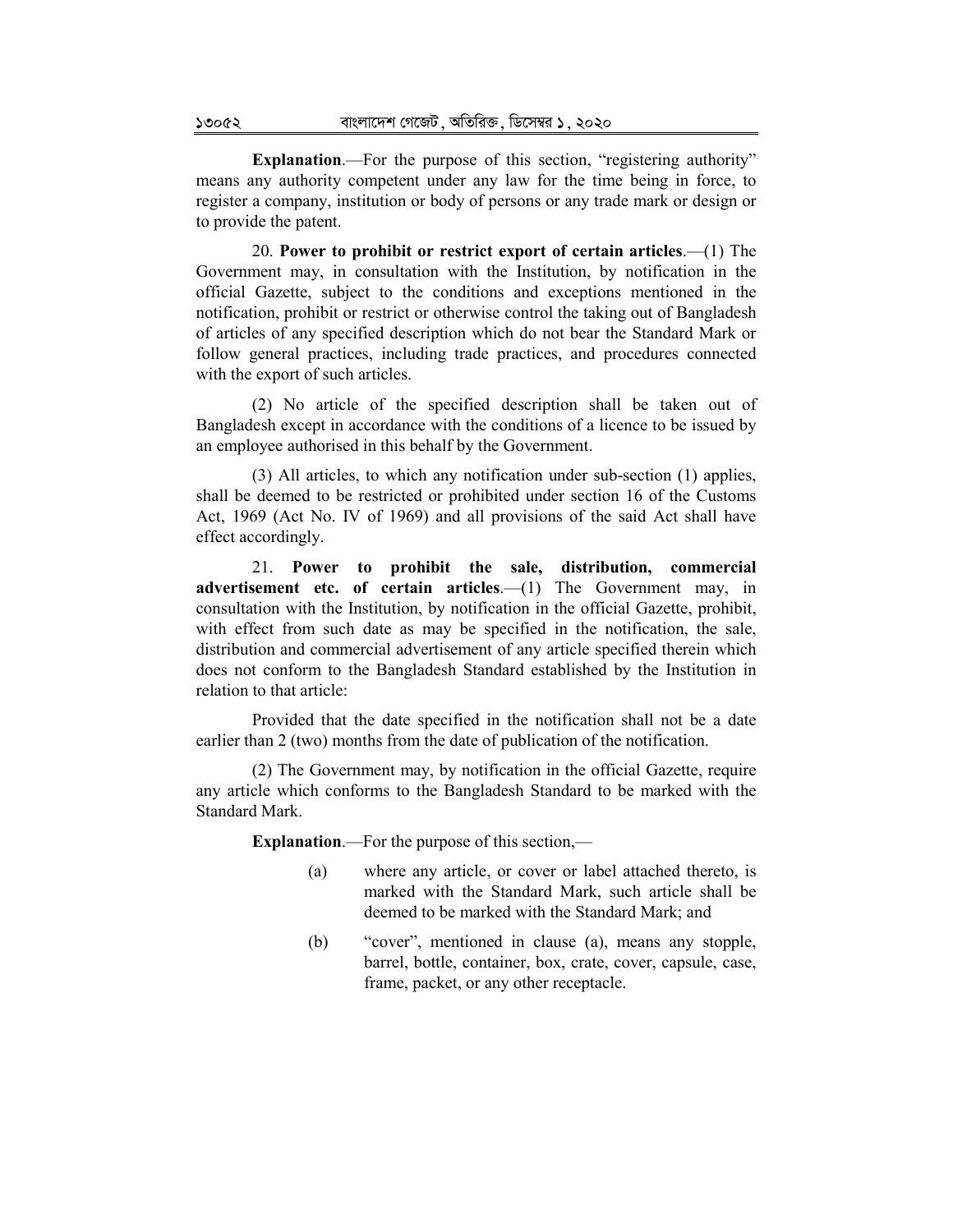**Explanation**.—For the purpose of this section, "registering authority" means any authority competent under any law for the time being in force, to register a company, institution or body of persons or any trade mark or design or to provide the patent.

20. **Power to prohibit or restrict export of certain articles**.—(1) The Government may, in consultation with the Institution, by notification in the official Gazette, subject to the conditions and exceptions mentioned in the notification, prohibit or restrict or otherwise control the taking out of Bangladesh of articles of any specified description which do not bear the Standard Mark or follow general practices, including trade practices, and procedures connected with the export of such articles.

(2) No article of the specified description shall be taken out of Bangladesh except in accordance with the conditions of a licence to be issued by an employee authorised in this behalf by the Government.

(3) All articles, to which any notification under sub-section (1) applies, shall be deemed to be restricted or prohibited under section 16 of the Customs Act, 1969 (Act No. IV of 1969) and all provisions of the said Act shall have effect accordingly.

21. **Power to prohibit the sale, distribution, commercial advertisement etc. of certain articles**.—(1) The Government may, in consultation with the Institution, by notification in the official Gazette, prohibit, with effect from such date as may be specified in the notification, the sale, distribution and commercial advertisement of any article specified therein which does not conform to the Bangladesh Standard established by the Institution in relation to that article:

Provided that the date specified in the notification shall not be a date earlier than 2 (two) months from the date of publication of the notification.

(2) The Government may, by notification in the official Gazette, require any article which conforms to the Bangladesh Standard to be marked with the Standard Mark.

**Explanation**.—For the purpose of this section,—

(a) where any article, or cover or label attached thereto, is marked with the Standard Mark, such article shall be deemed to be marked with the Standard Mark; and

(b) "cover", mentioned in clause (a), means any stopple, barrel, bottle, container, box, crate, cover, capsule, case, frame, packet, or any other receptacle.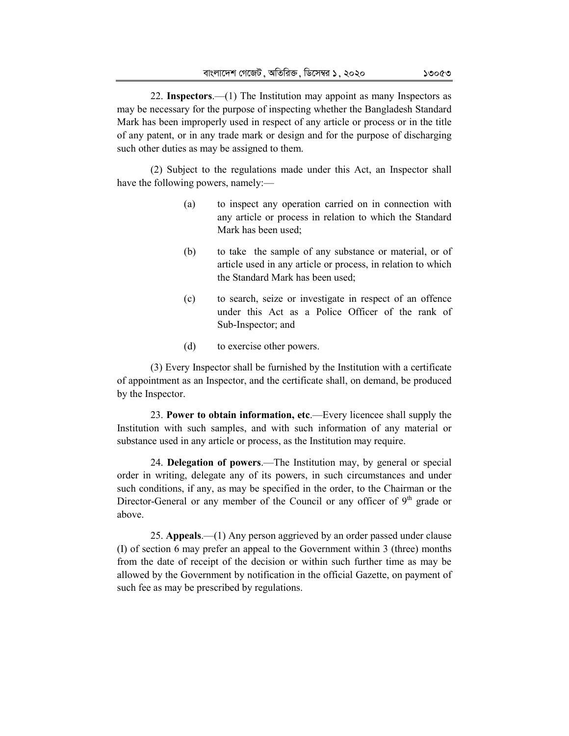22. **Inspectors**.—(1) The Institution may appoint as many Inspectors as may be necessary for the purpose of inspecting whether the Bangladesh Standard Mark has been improperly used in respect of any article or process or in the title of any patent, or in any trade mark or design and for the purpose of discharging such other duties as may be assigned to them.

(2) Subject to the regulations made under this Act, an Inspector shall have the following powers, namely:—

(a) to inspect any operation carried on in connection with any article or process in relation to which the Standard Mark has been used;

(b) to take the sample of any substance or material, or of article used in any article or process, in relation to which the Standard Mark has been used;

(c) to search, seize or investigate in respect of an offence under this Act as a Police Officer of the rank of Sub-Inspector; and

(d) to exercise other powers.

(3) Every Inspector shall be furnished by the Institution with a certificate of appointment as an Inspector, and the certificate shall, on demand, be produced by the Inspector.

23. **Power to obtain information, etc**.—Every licencee shall supply the Institution with such samples, and with such information of any material or substance used in any article or process, as the Institution may require.

24. **Delegation of powers**.—The Institution may, by general or special order in writing, delegate any of its powers, in such circumstances and under such conditions, if any, as may be specified in the order, to the Chairman or the Director-General or any member of the Council or any officer of 9th grade or above.

25. **Appeals**.—(1) Any person aggrieved by an order passed under clause (I) of section 6 may prefer an appeal to the Government within 3 (three) months from the date of receipt of the decision or within such further time as may be allowed by the Government by notification in the official Gazette, on payment of such fee as may be prescribed by regulations.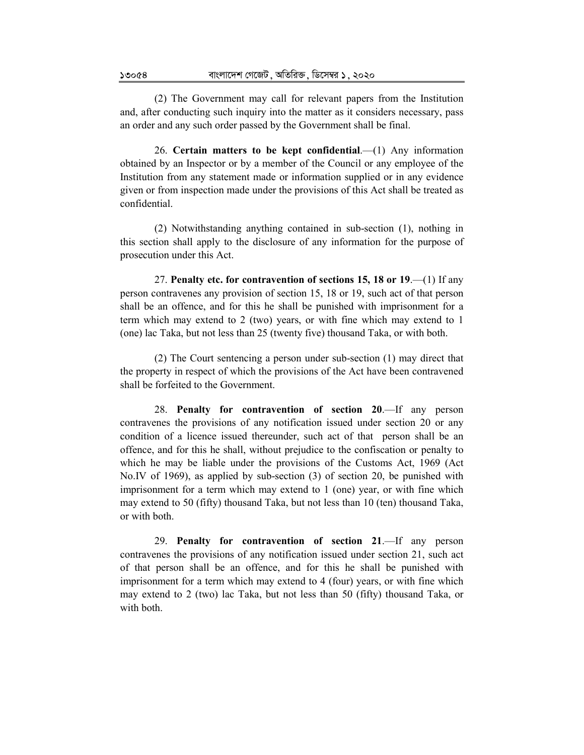(2) The Government may call for relevant papers from the Institution and, after conducting such inquiry into the matter as it considers necessary, pass an order and any such order passed by the Government shall be final.

26. **Certain matters to be kept confidential**.—(1) Any information obtained by an Inspector or by a member of the Council or any employee of the Institution from any statement made or information supplied or in any evidence given or from inspection made under the provisions of this Act shall be treated as confidential.

(2) Notwithstanding anything contained in sub-section (1), nothing in this section shall apply to the disclosure of any information for the purpose of prosecution under this Act.

27. **Penalty etc. for contravention of sections 15, 18 or 19**.—(1) If any person contravenes any provision of section 15, 18 or 19, such act of that person shall be an offence, and for this he shall be punished with imprisonment for a term which may extend to 2 (two) years, or with fine which may extend to 1 (one) lac Taka, but not less than 25 (twenty five) thousand Taka, or with both.

(2) The Court sentencing a person under sub-section (1) may direct that the property in respect of which the provisions of the Act have been contravened shall be forfeited to the Government.

28. **Penalty for contravention of section 20**.—If any person contravenes the provisions of any notification issued under section 20 or any condition of a licence issued thereunder, such act of that person shall be an offence, and for this he shall, without prejudice to the confiscation or penalty to which he may be liable under the provisions of the Customs Act, 1969 (Act No.IV of 1969), as applied by sub-section (3) of section 20, be punished with imprisonment for a term which may extend to 1 (one) year, or with fine which may extend to 50 (fifty) thousand Taka, but not less than 10 (ten) thousand Taka, or with both.

29. **Penalty for contravention of section 21**.—If any person contravenes the provisions of any notification issued under section 21, such act of that person shall be an offence, and for this he shall be punished with imprisonment for a term which may extend to 4 (four) years, or with fine which may extend to 2 (two) lac Taka, but not less than 50 (fifty) thousand Taka, or with both.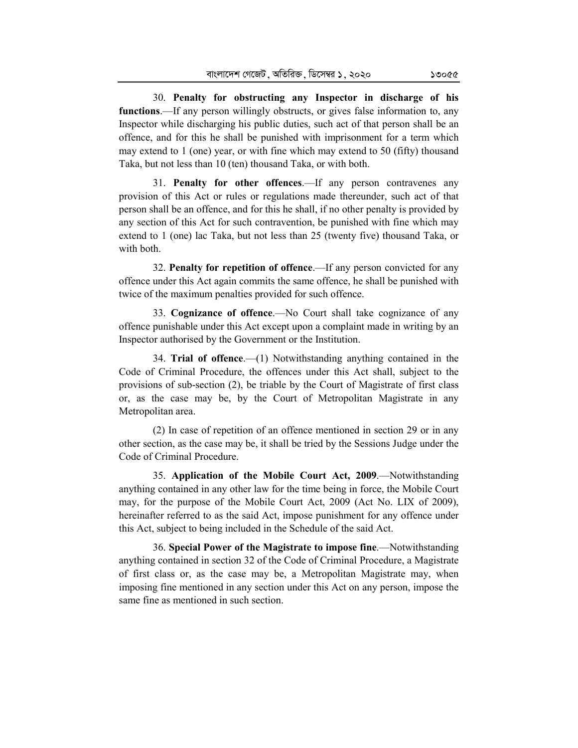30. **Penalty for obstructing any Inspector in discharge of his functions**.—If any person willingly obstructs, or gives false information to, any Inspector while discharging his public duties, such act of that person shall be an offence, and for this he shall be punished with imprisonment for a term which may extend to 1 (one) year, or with fine which may extend to 50 (fifty) thousand Taka, but not less than 10 (ten) thousand Taka, or with both.

31. **Penalty for other offences**.—If any person contravenes any provision of this Act or rules or regulations made thereunder, such act of that person shall be an offence, and for this he shall, if no other penalty is provided by any section of this Act for such contravention, be punished with fine which may extend to 1 (one) lac Taka, but not less than 25 (twenty five) thousand Taka, or with both.

32. **Penalty for repetition of offence**.—If any person convicted for any offence under this Act again commits the same offence, he shall be punished with twice of the maximum penalties provided for such offence.

33. **Cognizance of offence**.—No Court shall take cognizance of any offence punishable under this Act except upon a complaint made in writing by an Inspector authorised by the Government or the Institution.

34. **Trial of offence**.—(1) Notwithstanding anything contained in the Code of Criminal Procedure, the offences under this Act shall, subject to the provisions of sub-section (2), be triable by the Court of Magistrate of first class or, as the case may be, by the Court of Metropolitan Magistrate in any Metropolitan area.

(2) In case of repetition of an offence mentioned in section 29 or in any other section, as the case may be, it shall be tried by the Sessions Judge under the Code of Criminal Procedure.

35. **Application of the Mobile Court Act, 2009**.—Notwithstanding anything contained in any other law for the time being in force, the Mobile Court may, for the purpose of the Mobile Court Act, 2009 (Act No. LIX of 2009), hereinafter referred to as the said Act, impose punishment for any offence under this Act, subject to being included in the Schedule of the said Act.

36. **Special Power of the Magistrate to impose fine**.—Notwithstanding anything contained in section 32 of the Code of Criminal Procedure, a Magistrate of first class or, as the case may be, a Metropolitan Magistrate may, when imposing fine mentioned in any section under this Act on any person, impose the same fine as mentioned in such section.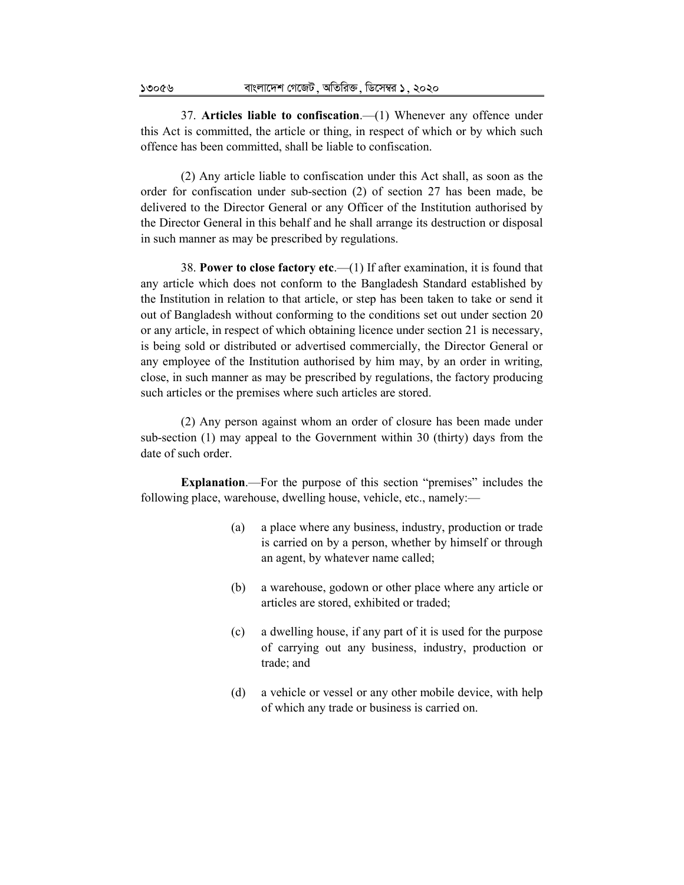37. **Articles liable to confiscation**.—(1) Whenever any offence under this Act is committed, the article or thing, in respect of which or by which such offence has been committed, shall be liable to confiscation.

(2) Any article liable to confiscation under this Act shall, as soon as the order for confiscation under sub-section (2) of section 27 has been made, be delivered to the Director General or any Officer of the Institution authorised by the Director General in this behalf and he shall arrange its destruction or disposal in such manner as may be prescribed by regulations.

38. **Power to close factory etc**.—(1) If after examination, it is found that any article which does not conform to the Bangladesh Standard established by the Institution in relation to that article, or step has been taken to take or send it out of Bangladesh without conforming to the conditions set out under section 20 or any article, in respect of which obtaining licence under section 21 is necessary, is being sold or distributed or advertised commercially, the Director General or any employee of the Institution authorised by him may, by an order in writing, close, in such manner as may be prescribed by regulations, the factory producing such articles or the premises where such articles are stored.

(2) Any person against whom an order of closure has been made under sub-section (1) may appeal to the Government within 30 (thirty) days from the date of such order.

**Explanation**.—For the purpose of this section "premises" includes the following place, warehouse, dwelling house, vehicle, etc., namely:—

(a) a place where any business, industry, production or trade is carried on by a person, whether by himself or through an agent, by whatever name called;

(b) a warehouse, godown or other place where any article or articles are stored, exhibited or traded;

(c) a dwelling house, if any part of it is used for the purpose of carrying out any business, industry, production or trade; and

(d) a vehicle or vessel or any other mobile device, with help of which any trade or business is carried on.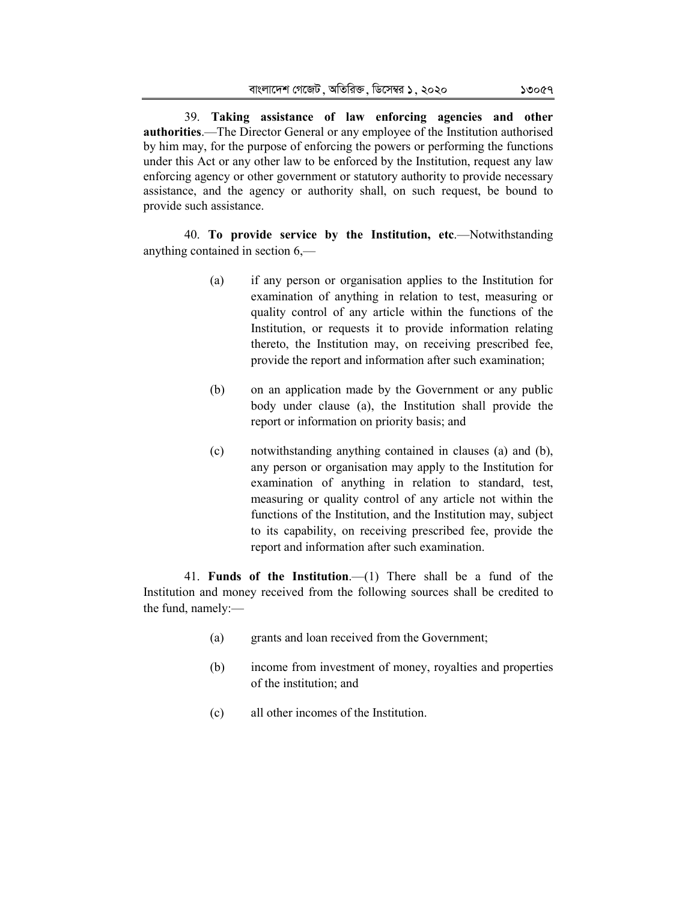39. **Taking assistance of law enforcing agencies and other authorities**.—The Director General or any employee of the Institution authorised by him may, for the purpose of enforcing the powers or performing the functions under this Act or any other law to be enforced by the Institution, request any law enforcing agency or other government or statutory authority to provide necessary assistance, and the agency or authority shall, on such request, be bound to provide such assistance.

40. **To provide service by the Institution, etc**.—Notwithstanding anything contained in section 6,—

(a) if any person or organisation applies to the Institution for examination of anything in relation to test, measuring or quality control of any article within the functions of the Institution, or requests it to provide information relating thereto, the Institution may, on receiving prescribed fee, provide the report and information after such examination;

(b) on an application made by the Government or any public body under clause (a), the Institution shall provide the report or information on priority basis; and

(c) notwithstanding anything contained in clauses (a) and (b), any person or organisation may apply to the Institution for examination of anything in relation to standard, test, measuring or quality control of any article not within the functions of the Institution, and the Institution may, subject to its capability, on receiving prescribed fee, provide the report and information after such examination.

41. **Funds of the Institution**.—(1) There shall be a fund of the Institution and money received from the following sources shall be credited to the fund, namely:—

(a) grants and loan received from the Government;

(b) income from investment of money, royalties and properties of the institution; and

(c) all other incomes of the Institution.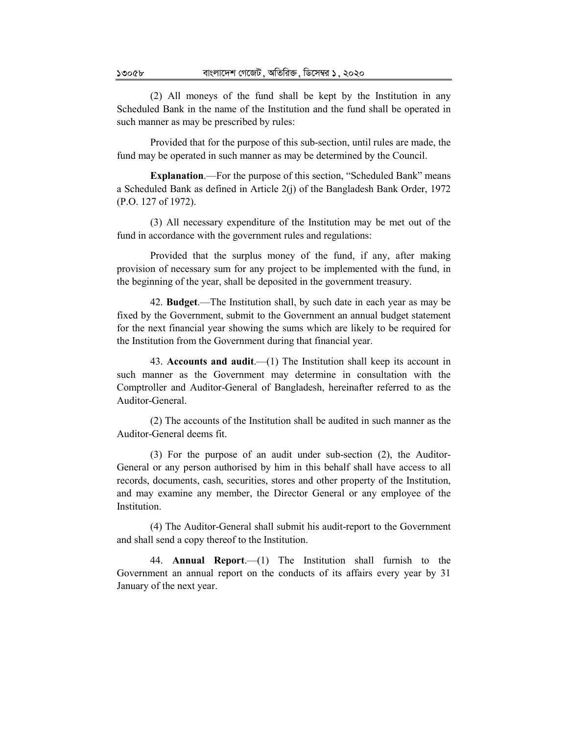(2) All moneys of the fund shall be kept by the Institution in any Scheduled Bank in the name of the Institution and the fund shall be operated in such manner as may be prescribed by rules:

Provided that for the purpose of this sub-section, until rules are made, the fund may be operated in such manner as may be determined by the Council.

**Explanation**.—For the purpose of this section, "Scheduled Bank" means a Scheduled Bank as defined in Article 2(j) of the Bangladesh Bank Order, 1972 (P.O. 127 of 1972).

(3) All necessary expenditure of the Institution may be met out of the fund in accordance with the government rules and regulations:

Provided that the surplus money of the fund, if any, after making provision of necessary sum for any project to be implemented with the fund, in the beginning of the year, shall be deposited in the government treasury.

42. **Budget**.—The Institution shall, by such date in each year as may be fixed by the Government, submit to the Government an annual budget statement for the next financial year showing the sums which are likely to be required for the Institution from the Government during that financial year.

43. **Accounts and audit**.—(1) The Institution shall keep its account in such manner as the Government may determine in consultation with the Comptroller and Auditor-General of Bangladesh, hereinafter referred to as the Auditor-General.

(2) The accounts of the Institution shall be audited in such manner as the Auditor-General deems fit.

(3) For the purpose of an audit under sub-section (2), the Auditor-General or any person authorised by him in this behalf shall have access to all records, documents, cash, securities, stores and other property of the Institution, and may examine any member, the Director General or any employee of the Institution.

(4) The Auditor-General shall submit his audit-report to the Government and shall send a copy thereof to the Institution.

44. **Annual Report**.—(1) The Institution shall furnish to the Government an annual report on the conducts of its affairs every year by 31 January of the next year.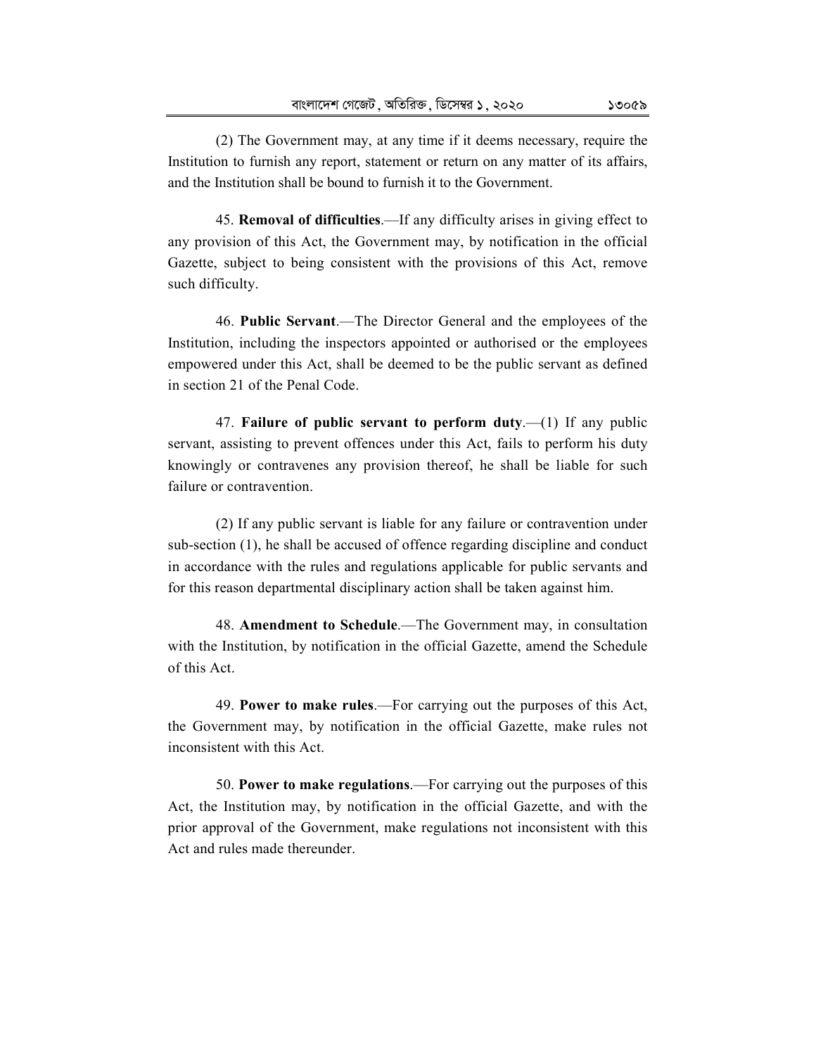(2) The Government may, at any time if it deems necessary, require the Institution to furnish any report, statement or return on any matter of its affairs, and the Institution shall be bound to furnish it to the Government.

45. **Removal of difficulties**.—If any difficulty arises in giving effect to any provision of this Act, the Government may, by notification in the official Gazette, subject to being consistent with the provisions of this Act, remove such difficulty.

46. **Public Servant**.—The Director General and the employees of the Institution, including the inspectors appointed or authorised or the employees empowered under this Act, shall be deemed to be the public servant as defined in section 21 of the Penal Code.

47. **Failure of public servant to perform duty**.—(1) If any public servant, assisting to prevent offences under this Act, fails to perform his duty knowingly or contravenes any provision thereof, he shall be liable for such failure or contravention.

(2) If any public servant is liable for any failure or contravention under sub-section (1), he shall be accused of offence regarding discipline and conduct in accordance with the rules and regulations applicable for public servants and for this reason departmental disciplinary action shall be taken against him.

48. **Amendment to Schedule**.—The Government may, in consultation with the Institution, by notification in the official Gazette, amend the Schedule of this Act.

49. **Power to make rules**.—For carrying out the purposes of this Act, the Government may, by notification in the official Gazette, make rules not inconsistent with this Act.

50. **Power to make regulations**.—For carrying out the purposes of this Act, the Institution may, by notification in the official Gazette, and with the prior approval of the Government, make regulations not inconsistent with this Act and rules made thereunder.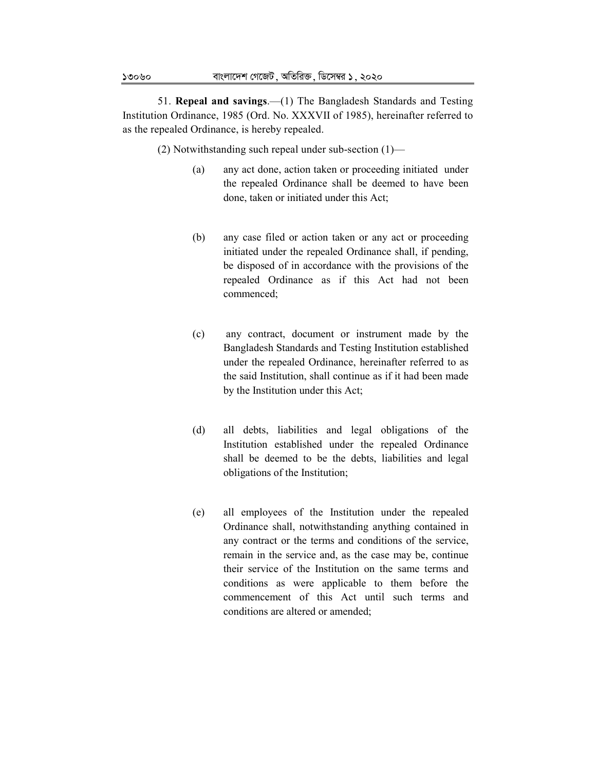51. **Repeal and savings**.—(1) The Bangladesh Standards and Testing Institution Ordinance, 1985 (Ord. No. XXXVII of 1985), hereinafter referred to as the repealed Ordinance, is hereby repealed.

(2) Notwithstanding such repeal under sub-section (1)—

(a) any act done, action taken or proceeding initiated under the repealed Ordinance shall be deemed to have been done, taken or initiated under this Act;

(b) any case filed or action taken or any act or proceeding initiated under the repealed Ordinance shall, if pending, be disposed of in accordance with the provisions of the repealed Ordinance as if this Act had not been commenced;

(c) any contract, document or instrument made by the Bangladesh Standards and Testing Institution established under the repealed Ordinance, hereinafter referred to as the said Institution, shall continue as if it had been made by the Institution under this Act;

(d) all debts, liabilities and legal obligations of the Institution established under the repealed Ordinance shall be deemed to be the debts, liabilities and legal obligations of the Institution;

(e) all employees of the Institution under the repealed Ordinance shall, notwithstanding anything contained in any contract or the terms and conditions of the service, remain in the service and, as the case may be, continue their service of the Institution on the same terms and conditions as were applicable to them before the commencement of this Act until such terms and conditions are altered or amended;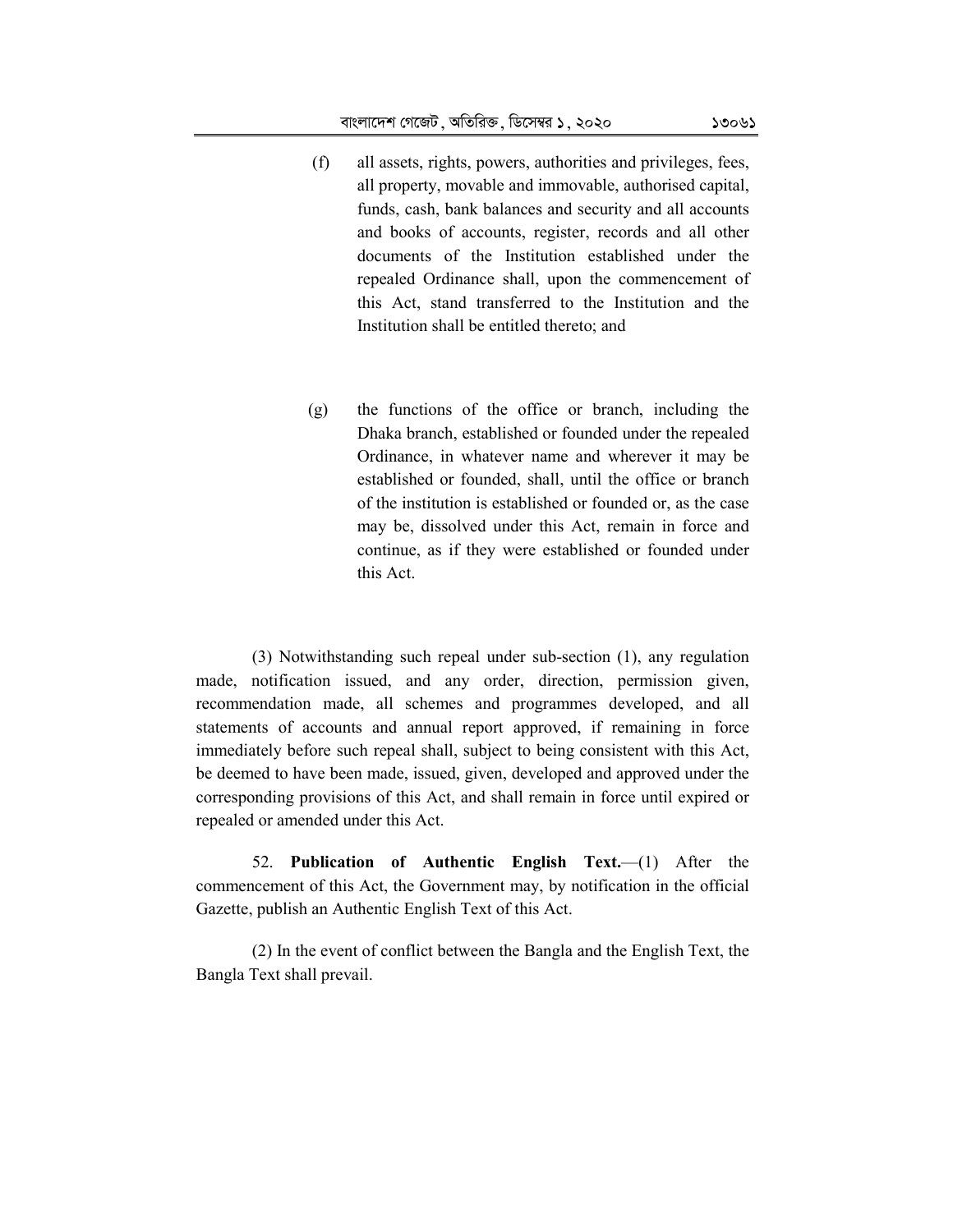(f) all assets, rights, powers, authorities and privileges, fees, all property, movable and immovable, authorised capital, funds, cash, bank balances and security and all accounts and books of accounts, register, records and all other documents of the Institution established under the repealed Ordinance shall, upon the commencement of this Act, stand transferred to the Institution and the Institution shall be entitled thereto; and

(g) the functions of the office or branch, including the Dhaka branch, established or founded under the repealed Ordinance, in whatever name and wherever it may be established or founded, shall, until the office or branch of the institution is established or founded or, as the case may be, dissolved under this Act, remain in force and continue, as if they were established or founded under this Act.

(3) Notwithstanding such repeal under sub-section (1), any regulation made, notification issued, and any order, direction, permission given, recommendation made, all schemes and programmes developed, and all statements of accounts and annual report approved, if remaining in force immediately before such repeal shall, subject to being consistent with this Act, be deemed to have been made, issued, given, developed and approved under the corresponding provisions of this Act, and shall remain in force until expired or repealed or amended under this Act.

52. **Publication of Authentic English Text.**—(1) After the commencement of this Act, the Government may, by notification in the official Gazette, publish an Authentic English Text of this Act.

(2) In the event of conflict between the Bangla and the English Text, the Bangla Text shall prevail.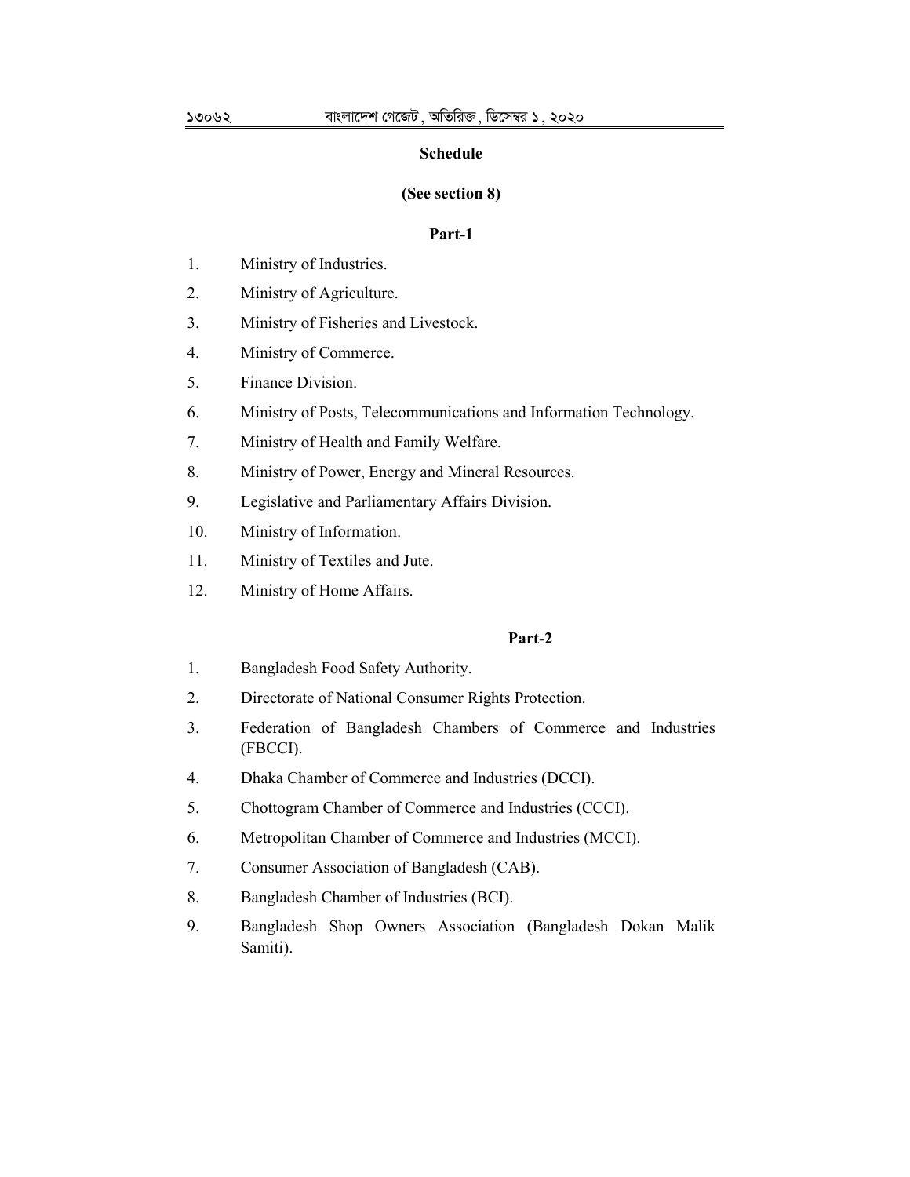## Schedule

**(See section 8)**

### Part-1

1. Ministry of Industries.
2. Ministry of Agriculture.
3. Ministry of Fisheries and Livestock.
4. Ministry of Commerce.
5. Finance Division.
6. Ministry of Posts, Telecommunications and Information Technology.
7. Ministry of Health and Family Welfare.
8. Ministry of Power, Energy and Mineral Resources.
9. Legislative and Parliamentary Affairs Division.
10. Ministry of Information.
11. Ministry of Textiles and Jute.
12. Ministry of Home Affairs.

### Part-2

1. Bangladesh Food Safety Authority.
2. Directorate of National Consumer Rights Protection.
3. Federation of Bangladesh Chambers of Commerce and Industries (FBCCI).
4. Dhaka Chamber of Commerce and Industries (DCCI).
5. Chottogram Chamber of Commerce and Industries (CCCI).
6. Metropolitan Chamber of Commerce and Industries (MCCI).
7. Consumer Association of Bangladesh (CAB).
8. Bangladesh Chamber of Industries (BCI).
9. Bangladesh Shop Owners Association (Bangladesh Dokan Malik Samiti).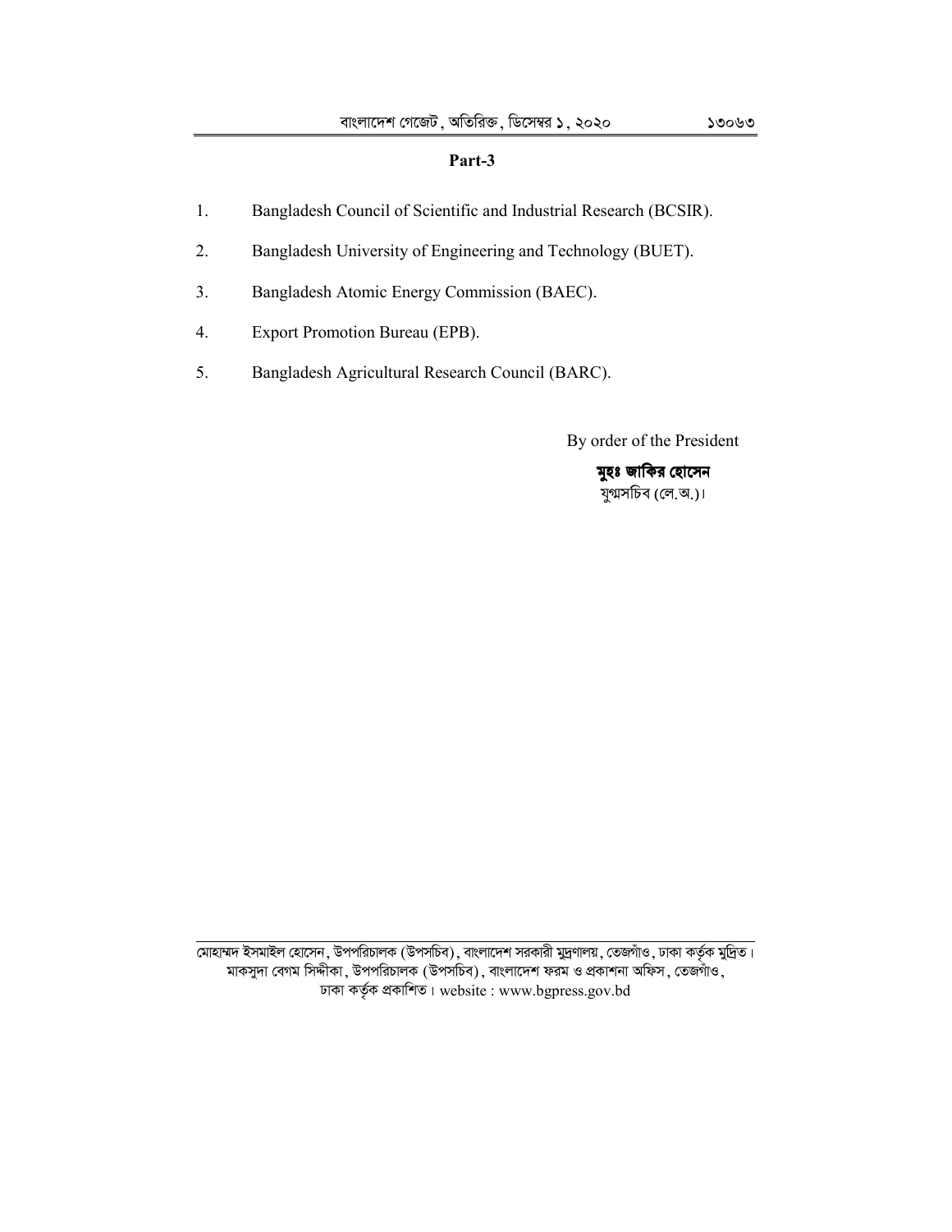## Part-3

1. Bangladesh Council of Scientific and Industrial Research (BCSIR).
2. Bangladesh University of Engineering and Technology (BUET).
3. Bangladesh Atomic Energy Commission (BAEC).
4. Export Promotion Bureau (EPB).
5. Bangladesh Agricultural Research Council (BARC).

By order of the President

**মুহঃ জাকির হোসেন**
যুগ্মসচিব (লে.অ.)।

মোহাম্মদ ইসমাইল হোসেন, উপপরিচালক (উপসচিব), বাংলাদেশ সরকারী মুদ্রণালয়, তেজগাঁও, ঢাকা কর্তৃক মুদ্রিত।
মাকসুদা বেগম সিদ্দীকা, উপপরিচালক (উপসচিব), বাংলাদেশ ফরম ও প্রকাশনা অফিস, তেজগাঁও, ঢাকা কর্তৃক প্রকাশিত। website : www.bgpress.gov.bd